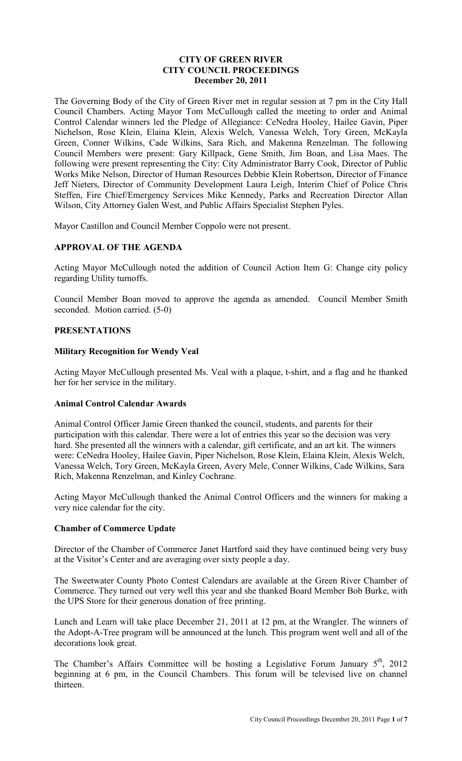# CITY OF GREEN RIVER
# CITY COUNCIL PROCEEDINGS
## December 20, 2011

The Governing Body of the City of Green River met in regular session at 7 pm in the City Hall Council Chambers. Acting Mayor Tom McCullough called the meeting to order and Animal Control Calendar winners led the Pledge of Allegiance: CeNedra Hooley, Hailee Gavin, Piper Nichelson, Rose Klein, Elaina Klein, Alexis Welch, Vanessa Welch, Tory Green, McKayla Green, Conner Wilkins, Cade Wilkins, Sara Rich, and Makenna Renzelman. The following Council Members were present: Gary Killpack, Gene Smith, Jim Boan, and Lisa Maes. The following were present representing the City: City Administrator Barry Cook, Director of Public Works Mike Nelson, Director of Human Resources Debbie Klein Robertson, Director of Finance Jeff Nieters, Director of Community Development Laura Leigh, Interim Chief of Police Chris Steffen, Fire Chief/Emergency Services Mike Kennedy, Parks and Recreation Director Allan Wilson, City Attorney Galen West, and Public Affairs Specialist Stephen Pyles.

Mayor Castillon and Council Member Coppolo were not present.

### APPROVAL OF THE AGENDA

Acting Mayor McCullough noted the addition of Council Action Item G: Change city policy regarding Utility turnoffs.

Council Member Boan moved to approve the agenda as amended. Council Member Smith seconded. Motion carried. (5-0)

### PRESENTATIONS

#### Military Recognition for Wendy Veal

Acting Mayor McCullough presented Ms. Veal with a plaque, t-shirt, and a flag and he thanked her for her service in the military.

#### Animal Control Calendar Awards

Animal Control Officer Jamie Green thanked the council, students, and parents for their participation with this calendar. There were a lot of entries this year so the decision was very hard. She presented all the winners with a calendar, gift certificate, and an art kit. The winners were: CeNedra Hooley, Hailee Gavin, Piper Nichelson, Rose Klein, Elaina Klein, Alexis Welch, Vanessa Welch, Tory Green, McKayla Green, Avery Mele, Conner Wilkins, Cade Wilkins, Sara Rich, Makenna Renzelman, and Kinley Cochrane.

Acting Mayor McCullough thanked the Animal Control Officers and the winners for making a very nice calendar for the city.

#### Chamber of Commerce Update

Director of the Chamber of Commerce Janet Hartford said they have continued being very busy at the Visitor's Center and are averaging over sixty people a day.

The Sweetwater County Photo Contest Calendars are available at the Green River Chamber of Commerce. They turned out very well this year and she thanked Board Member Bob Burke, with the UPS Store for their generous donation of free printing.

Lunch and Learn will take place December 21, 2011 at 12 pm, at the Wrangler. The winners of the Adopt-A-Tree program will be announced at the lunch. This program went well and all of the decorations look great.

The Chamber's Affairs Committee will be hosting a Legislative Forum January 5th, 2012 beginning at 6 pm, in the Council Chambers. This forum will be televised live on channel thirteen.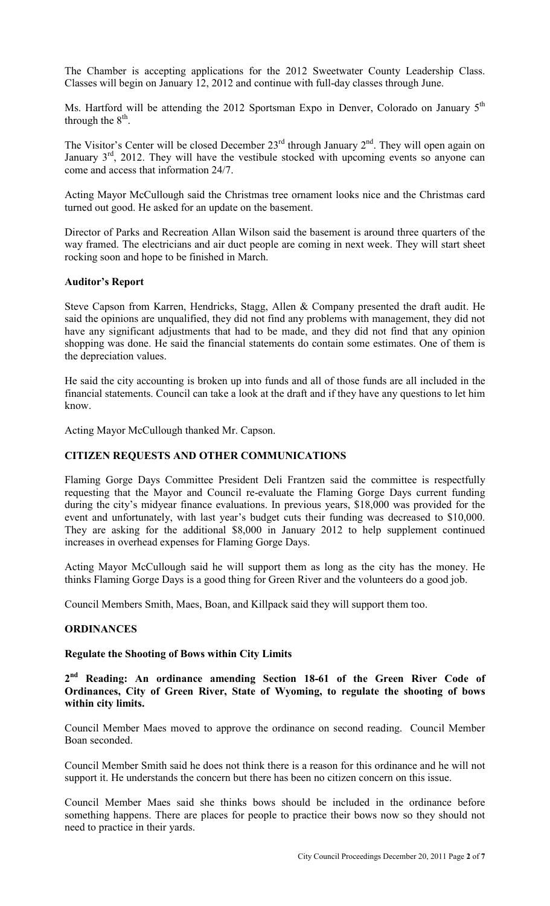The Chamber is accepting applications for the 2012 Sweetwater County Leadership Class. Classes will begin on January 12, 2012 and continue with full-day classes through June.

Ms. Hartford will be attending the 2012 Sportsman Expo in Denver, Colorado on January 5th through the 8th.

The Visitor's Center will be closed December 23rd through January 2nd. They will open again on January 3rd, 2012. They will have the vestibule stocked with upcoming events so anyone can come and access that information 24/7.

Acting Mayor McCullough said the Christmas tree ornament looks nice and the Christmas card turned out good. He asked for an update on the basement.

Director of Parks and Recreation Allan Wilson said the basement is around three quarters of the way framed. The electricians and air duct people are coming in next week. They will start sheet rocking soon and hope to be finished in March.

**Auditor's Report**

Steve Capson from Karren, Hendricks, Stagg, Allen & Company presented the draft audit. He said the opinions are unqualified, they did not find any problems with management, they did not have any significant adjustments that had to be made, and they did not find that any opinion shopping was done. He said the financial statements do contain some estimates. One of them is the depreciation values.

He said the city accounting is broken up into funds and all of those funds are all included in the financial statements. Council can take a look at the draft and if they have any questions to let him know.

Acting Mayor McCullough thanked Mr. Capson.

## CITIZEN REQUESTS AND OTHER COMMUNICATIONS

Flaming Gorge Days Committee President Deli Frantzen said the committee is respectfully requesting that the Mayor and Council re-evaluate the Flaming Gorge Days current funding during the city's midyear finance evaluations. In previous years, $18,000 was provided for the event and unfortunately, with last year's budget cuts their funding was decreased to $10,000. They are asking for the additional $8,000 in January 2012 to help supplement continued increases in overhead expenses for Flaming Gorge Days.

Acting Mayor McCullough said he will support them as long as the city has the money. He thinks Flaming Gorge Days is a good thing for Green River and the volunteers do a good job.

Council Members Smith, Maes, Boan, and Killpack said they will support them too.

## ORDINANCES

**Regulate the Shooting of Bows within City Limits**

**2nd Reading: An ordinance amending Section 18-61 of the Green River Code of Ordinances, City of Green River, State of Wyoming, to regulate the shooting of bows within city limits.**

Council Member Maes moved to approve the ordinance on second reading. Council Member Boan seconded.

Council Member Smith said he does not think there is a reason for this ordinance and he will not support it. He understands the concern but there has been no citizen concern on this issue.

Council Member Maes said she thinks bows should be included in the ordinance before something happens. There are places for people to practice their bows now so they should not need to practice in their yards.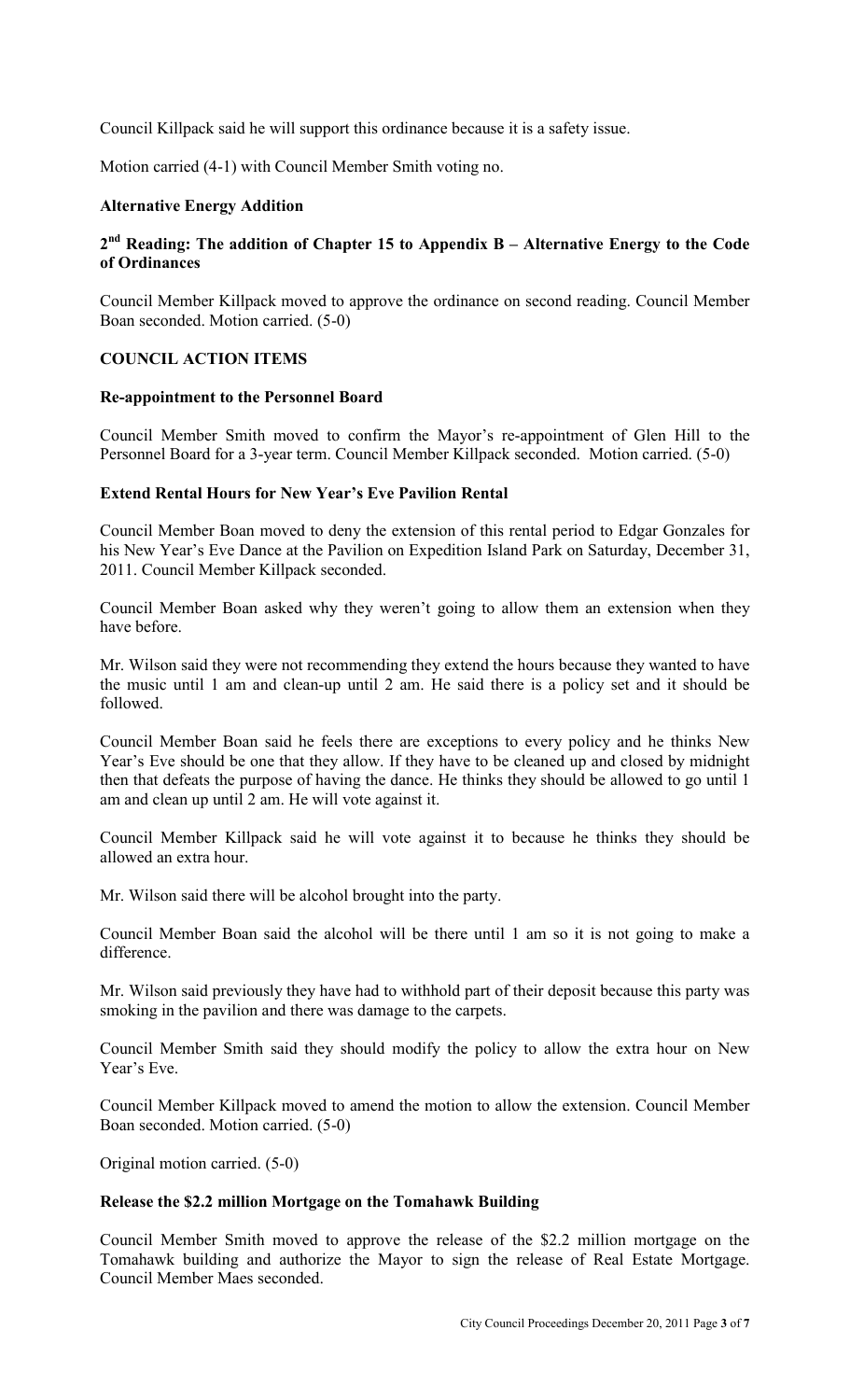Council Killpack said he will support this ordinance because it is a safety issue.

Motion carried (4-1) with Council Member Smith voting no.

**Alternative Energy Addition**

**2nd Reading: The addition of Chapter 15 to Appendix B – Alternative Energy to the Code of Ordinances**

Council Member Killpack moved to approve the ordinance on second reading. Council Member Boan seconded. Motion carried. (5-0)

**COUNCIL ACTION ITEMS**

**Re-appointment to the Personnel Board**

Council Member Smith moved to confirm the Mayor's re-appointment of Glen Hill to the Personnel Board for a 3-year term. Council Member Killpack seconded. Motion carried. (5-0)

**Extend Rental Hours for New Year's Eve Pavilion Rental**

Council Member Boan moved to deny the extension of this rental period to Edgar Gonzales for his New Year's Eve Dance at the Pavilion on Expedition Island Park on Saturday, December 31, 2011. Council Member Killpack seconded.

Council Member Boan asked why they weren't going to allow them an extension when they have before.

Mr. Wilson said they were not recommending they extend the hours because they wanted to have the music until 1 am and clean-up until 2 am. He said there is a policy set and it should be followed.

Council Member Boan said he feels there are exceptions to every policy and he thinks New Year's Eve should be one that they allow. If they have to be cleaned up and closed by midnight then that defeats the purpose of having the dance. He thinks they should be allowed to go until 1 am and clean up until 2 am. He will vote against it.

Council Member Killpack said he will vote against it to because he thinks they should be allowed an extra hour.

Mr. Wilson said there will be alcohol brought into the party.

Council Member Boan said the alcohol will be there until 1 am so it is not going to make a difference.

Mr. Wilson said previously they have had to withhold part of their deposit because this party was smoking in the pavilion and there was damage to the carpets.

Council Member Smith said they should modify the policy to allow the extra hour on New Year's Eve.

Council Member Killpack moved to amend the motion to allow the extension. Council Member Boan seconded. Motion carried. (5-0)

Original motion carried. (5-0)

**Release the $2.2 million Mortgage on the Tomahawk Building**

Council Member Smith moved to approve the release of the $2.2 million mortgage on the Tomahawk building and authorize the Mayor to sign the release of Real Estate Mortgage. Council Member Maes seconded.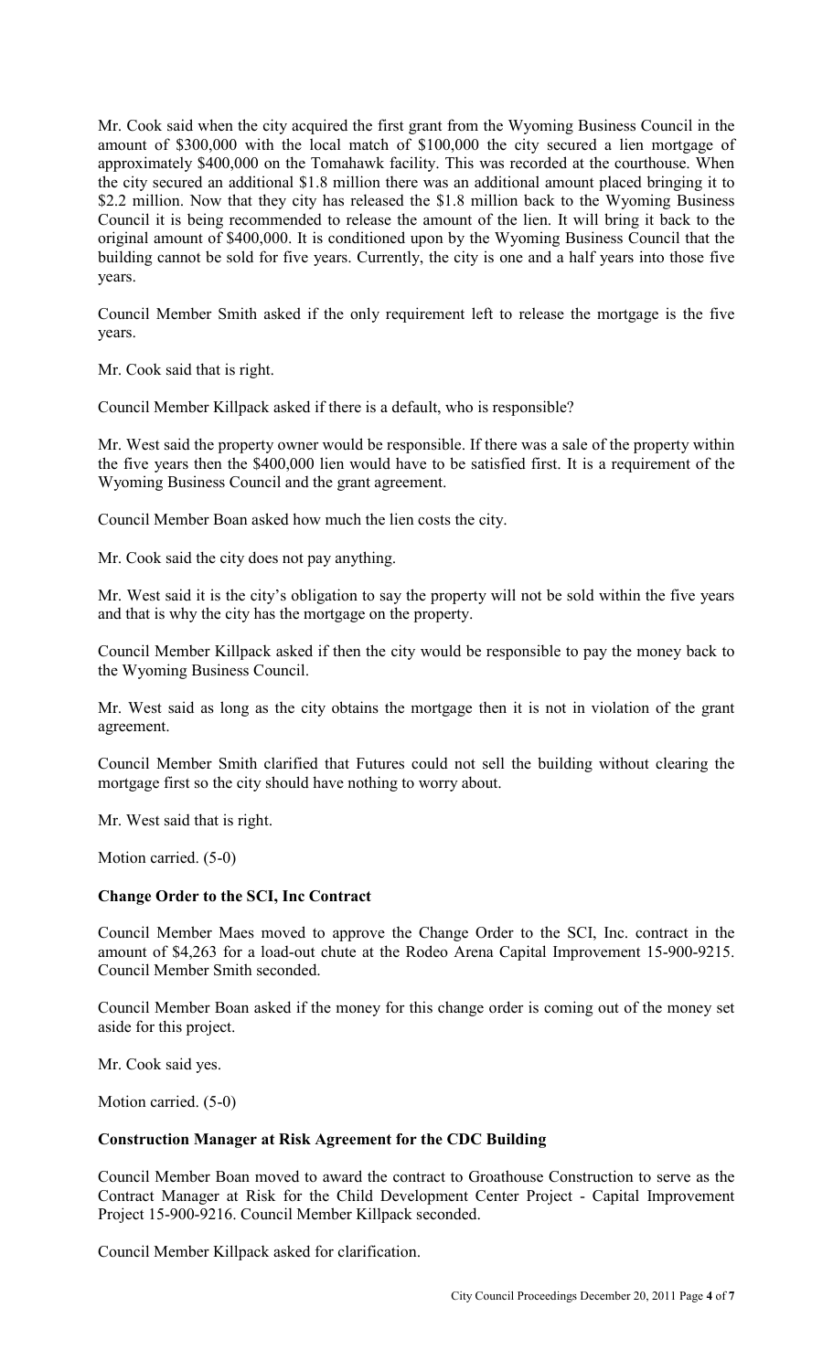Mr. Cook said when the city acquired the first grant from the Wyoming Business Council in the amount of $300,000 with the local match of $100,000 the city secured a lien mortgage of approximately $400,000 on the Tomahawk facility. This was recorded at the courthouse. When the city secured an additional $1.8 million there was an additional amount placed bringing it to $2.2 million. Now that they city has released the $1.8 million back to the Wyoming Business Council it is being recommended to release the amount of the lien. It will bring it back to the original amount of $400,000. It is conditioned upon by the Wyoming Business Council that the building cannot be sold for five years. Currently, the city is one and a half years into those five years.

Council Member Smith asked if the only requirement left to release the mortgage is the five years.

Mr. Cook said that is right.

Council Member Killpack asked if there is a default, who is responsible?

Mr. West said the property owner would be responsible. If there was a sale of the property within the five years then the $400,000 lien would have to be satisfied first. It is a requirement of the Wyoming Business Council and the grant agreement.

Council Member Boan asked how much the lien costs the city.

Mr. Cook said the city does not pay anything.

Mr. West said it is the city's obligation to say the property will not be sold within the five years and that is why the city has the mortgage on the property.

Council Member Killpack asked if then the city would be responsible to pay the money back to the Wyoming Business Council.

Mr. West said as long as the city obtains the mortgage then it is not in violation of the grant agreement.

Council Member Smith clarified that Futures could not sell the building without clearing the mortgage first so the city should have nothing to worry about.

Mr. West said that is right.

Motion carried. (5-0)

**Change Order to the SCI, Inc Contract**

Council Member Maes moved to approve the Change Order to the SCI, Inc. contract in the amount of $4,263 for a load-out chute at the Rodeo Arena Capital Improvement 15-900-9215. Council Member Smith seconded.

Council Member Boan asked if the money for this change order is coming out of the money set aside for this project.

Mr. Cook said yes.

Motion carried. (5-0)

**Construction Manager at Risk Agreement for the CDC Building**

Council Member Boan moved to award the contract to Groathouse Construction to serve as the Contract Manager at Risk for the Child Development Center Project - Capital Improvement Project 15-900-9216. Council Member Killpack seconded.

Council Member Killpack asked for clarification.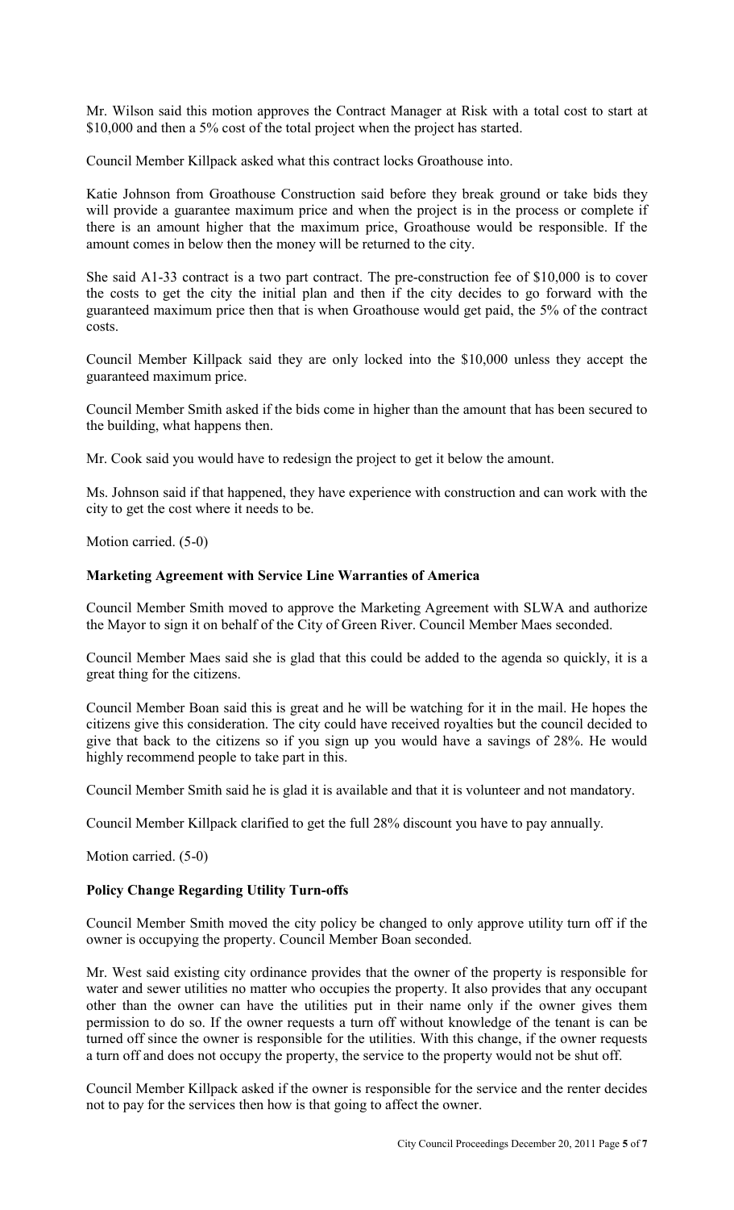Mr. Wilson said this motion approves the Contract Manager at Risk with a total cost to start at $10,000 and then a 5% cost of the total project when the project has started.

Council Member Killpack asked what this contract locks Groathouse into.

Katie Johnson from Groathouse Construction said before they break ground or take bids they will provide a guarantee maximum price and when the project is in the process or complete if there is an amount higher that the maximum price, Groathouse would be responsible. If the amount comes in below then the money will be returned to the city.

She said A1-33 contract is a two part contract. The pre-construction fee of $10,000 is to cover the costs to get the city the initial plan and then if the city decides to go forward with the guaranteed maximum price then that is when Groathouse would get paid, the 5% of the contract costs.

Council Member Killpack said they are only locked into the $10,000 unless they accept the guaranteed maximum price.

Council Member Smith asked if the bids come in higher than the amount that has been secured to the building, what happens then.

Mr. Cook said you would have to redesign the project to get it below the amount.

Ms. Johnson said if that happened, they have experience with construction and can work with the city to get the cost where it needs to be.

Motion carried. (5-0)

**Marketing Agreement with Service Line Warranties of America**

Council Member Smith moved to approve the Marketing Agreement with SLWA and authorize the Mayor to sign it on behalf of the City of Green River. Council Member Maes seconded.

Council Member Maes said she is glad that this could be added to the agenda so quickly, it is a great thing for the citizens.

Council Member Boan said this is great and he will be watching for it in the mail. He hopes the citizens give this consideration. The city could have received royalties but the council decided to give that back to the citizens so if you sign up you would have a savings of 28%. He would highly recommend people to take part in this.

Council Member Smith said he is glad it is available and that it is volunteer and not mandatory.

Council Member Killpack clarified to get the full 28% discount you have to pay annually.

Motion carried. (5-0)

**Policy Change Regarding Utility Turn-offs**

Council Member Smith moved the city policy be changed to only approve utility turn off if the owner is occupying the property. Council Member Boan seconded.

Mr. West said existing city ordinance provides that the owner of the property is responsible for water and sewer utilities no matter who occupies the property. It also provides that any occupant other than the owner can have the utilities put in their name only if the owner gives them permission to do so. If the owner requests a turn off without knowledge of the tenant is can be turned off since the owner is responsible for the utilities. With this change, if the owner requests a turn off and does not occupy the property, the service to the property would not be shut off.

Council Member Killpack asked if the owner is responsible for the service and the renter decides not to pay for the services then how is that going to affect the owner.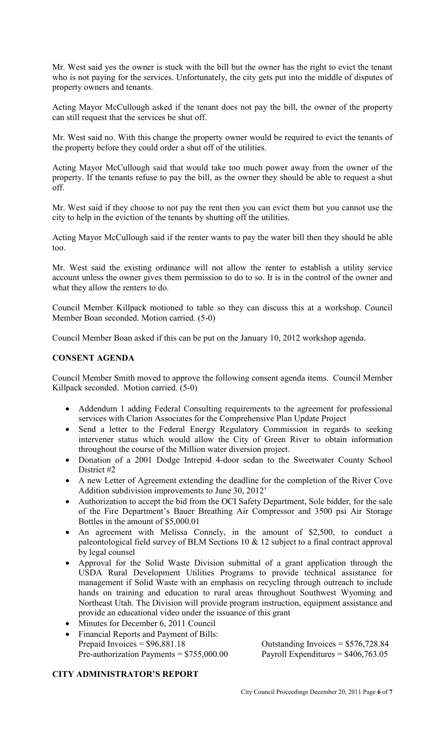Mr. West said yes the owner is stuck with the bill but the owner has the right to evict the tenant who is not paying for the services. Unfortunately, the city gets put into the middle of disputes of property owners and tenants.

Acting Mayor McCullough asked if the tenant does not pay the bill, the owner of the property can still request that the services be shut off.

Mr. West said no. With this change the property owner would be required to evict the tenants of the property before they could order a shut off of the utilities.

Acting Mayor McCullough said that would take too much power away from the owner of the property. If the tenants refuse to pay the bill, as the owner they should be able to request a shut off.

Mr. West said if they choose to not pay the rent then you can evict them but you cannot use the city to help in the eviction of the tenants by shutting off the utilities.

Acting Mayor McCullough said if the renter wants to pay the water bill then they should be able too.

Mr. West said the existing ordinance will not allow the renter to establish a utility service account unless the owner gives them permission to do so. It is in the control of the owner and what they allow the renters to do.

Council Member Killpack motioned to table so they can discuss this at a workshop. Council Member Boan seconded. Motion carried. (5-0)

Council Member Boan asked if this can be put on the January 10, 2012 workshop agenda.

**CONSENT AGENDA**

Council Member Smith moved to approve the following consent agenda items. Council Member Killpack seconded. Motion carried. (5-0)

- Addendum 1 adding Federal Consulting requirements to the agreement for professional services with Clarion Associates for the Comprehensive Plan Update Project
- Send a letter to the Federal Energy Regulatory Commission in regards to seeking intervener status which would allow the City of Green River to obtain information throughout the course of the Million water diversion project.
- Donation of a 2001 Dodge Intrepid 4-door sedan to the Sweetwater County School District #2
- A new Letter of Agreement extending the deadline for the completion of the River Cove Addition subdivision improvements to June 30, 2012'
- Authorization to accept the bid from the OCI Safety Department, Sole bidder, for the sale of the Fire Department's Bauer Breathing Air Compressor and 3500 psi Air Storage Bottles in the amount of $5,000.01
- An agreement with Melissa Connely, in the amount of $2,500, to conduct a paleontological field survey of BLM Sections 10 & 12 subject to a final contract approval by legal counsel
- Approval for the Solid Waste Division submittal of a grant application through the USDA Rural Development Utilities Programs to provide technical assistance for management if Solid Waste with an emphasis on recycling through outreach to include hands on training and education to rural areas throughout Southwest Wyoming and Northeast Utah. The Division will provide program instruction, equipment assistance and provide an educational video under the issuance of this grant
- Minutes for December 6, 2011 Council
- Financial Reports and Payment of Bills:
  Prepaid Invoices = $96,881.18 | Outstanding Invoices = $576,728.84
  Pre-authorization Payments = $755,000.00 | Payroll Expenditures = $406,763.05

**CITY ADMINISTRATOR'S REPORT**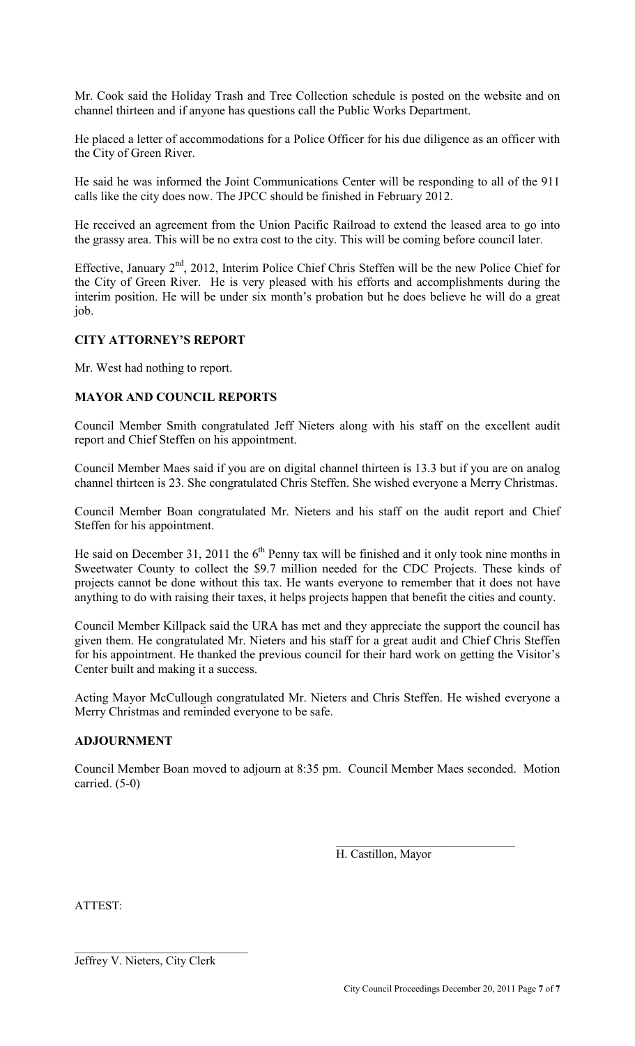Mr. Cook said the Holiday Trash and Tree Collection schedule is posted on the website and on channel thirteen and if anyone has questions call the Public Works Department.

He placed a letter of accommodations for a Police Officer for his due diligence as an officer with the City of Green River.

He said he was informed the Joint Communications Center will be responding to all of the 911 calls like the city does now. The JPCC should be finished in February 2012.

He received an agreement from the Union Pacific Railroad to extend the leased area to go into the grassy area. This will be no extra cost to the city. This will be coming before council later.

Effective, January 2nd, 2012, Interim Police Chief Chris Steffen will be the new Police Chief for the City of Green River. He is very pleased with his efforts and accomplishments during the interim position. He will be under six month's probation but he does believe he will do a great job.

**CITY ATTORNEY'S REPORT**

Mr. West had nothing to report.

**MAYOR AND COUNCIL REPORTS**

Council Member Smith congratulated Jeff Nieters along with his staff on the excellent audit report and Chief Steffen on his appointment.

Council Member Maes said if you are on digital channel thirteen is 13.3 but if you are on analog channel thirteen is 23. She congratulated Chris Steffen. She wished everyone a Merry Christmas.

Council Member Boan congratulated Mr. Nieters and his staff on the audit report and Chief Steffen for his appointment.

He said on December 31, 2011 the 6th Penny tax will be finished and it only took nine months in Sweetwater County to collect the $9.7 million needed for the CDC Projects. These kinds of projects cannot be done without this tax. He wants everyone to remember that it does not have anything to do with raising their taxes, it helps projects happen that benefit the cities and county.

Council Member Killpack said the URA has met and they appreciate the support the council has given them. He congratulated Mr. Nieters and his staff for a great audit and Chief Chris Steffen for his appointment. He thanked the previous council for their hard work on getting the Visitor's Center built and making it a success.

Acting Mayor McCullough congratulated Mr. Nieters and Chris Steffen. He wished everyone a Merry Christmas and reminded everyone to be safe.

**ADJOURNMENT**

Council Member Boan moved to adjourn at 8:35 pm. Council Member Maes seconded. Motion carried. (5-0)

\_\_\_\_\_\_\_\_\_\_\_\_\_\_\_\_\_\_\_\_\_\_\_\_\_\_\_\_\_\_
H. Castillon, Mayor

ATTEST:

\_\_\_\_\_\_\_\_\_\_\_\_\_\_\_\_\_\_\_\_\_\_\_\_\_\_\_\_\_\_
Jeffrey V. Nieters, City Clerk